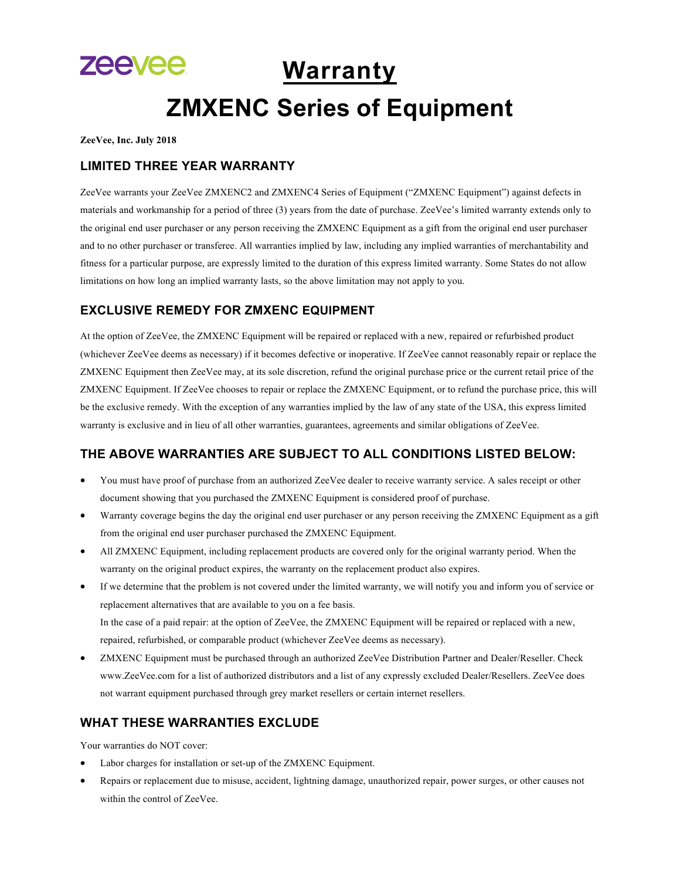zeevee

# Warranty

# ZMXENC Series of Equipment

**ZeeVee, Inc. July 2018**

## LIMITED THREE YEAR WARRANTY

ZeeVee warrants your ZeeVee ZMXENC2 and ZMXENC4 Series of Equipment ("ZMXENC Equipment") against defects in materials and workmanship for a period of three (3) years from the date of purchase. ZeeVee's limited warranty extends only to the original end user purchaser or any person receiving the ZMXENC Equipment as a gift from the original end user purchaser and to no other purchaser or transferee. All warranties implied by law, including any implied warranties of merchantability and fitness for a particular purpose, are expressly limited to the duration of this express limited warranty. Some States do not allow limitations on how long an implied warranty lasts, so the above limitation may not apply to you.

## EXCLUSIVE REMEDY FOR ZMXENC EQUIPMENT

At the option of ZeeVee, the ZMXENC Equipment will be repaired or replaced with a new, repaired or refurbished product (whichever ZeeVee deems as necessary) if it becomes defective or inoperative. If ZeeVee cannot reasonably repair or replace the ZMXENC Equipment then ZeeVee may, at its sole discretion, refund the original purchase price or the current retail price of the ZMXENC Equipment. If ZeeVee chooses to repair or replace the ZMXENC Equipment, or to refund the purchase price, this will be the exclusive remedy. With the exception of any warranties implied by the law of any state of the USA, this express limited warranty is exclusive and in lieu of all other warranties, guarantees, agreements and similar obligations of ZeeVee.

## THE ABOVE WARRANTIES ARE SUBJECT TO ALL CONDITIONS LISTED BELOW:

- You must have proof of purchase from an authorized ZeeVee dealer to receive warranty service. A sales receipt or other document showing that you purchased the ZMXENC Equipment is considered proof of purchase.
- Warranty coverage begins the day the original end user purchaser or any person receiving the ZMXENC Equipment as a gift from the original end user purchaser purchased the ZMXENC Equipment.
- All ZMXENC Equipment, including replacement products are covered only for the original warranty period. When the warranty on the original product expires, the warranty on the replacement product also expires.
- If we determine that the problem is not covered under the limited warranty, we will notify you and inform you of service or replacement alternatives that are available to you on a fee basis.
  In the case of a paid repair: at the option of ZeeVee, the ZMXENC Equipment will be repaired or replaced with a new, repaired, refurbished, or comparable product (whichever ZeeVee deems as necessary).
- ZMXENC Equipment must be purchased through an authorized ZeeVee Distribution Partner and Dealer/Reseller. Check www.ZeeVee.com for a list of authorized distributors and a list of any expressly excluded Dealer/Resellers. ZeeVee does not warrant equipment purchased through grey market resellers or certain internet resellers.

## WHAT THESE WARRANTIES EXCLUDE

Your warranties do NOT cover:

- Labor charges for installation or set-up of the ZMXENC Equipment.
- Repairs or replacement due to misuse, accident, lightning damage, unauthorized repair, power surges, or other causes not within the control of ZeeVee.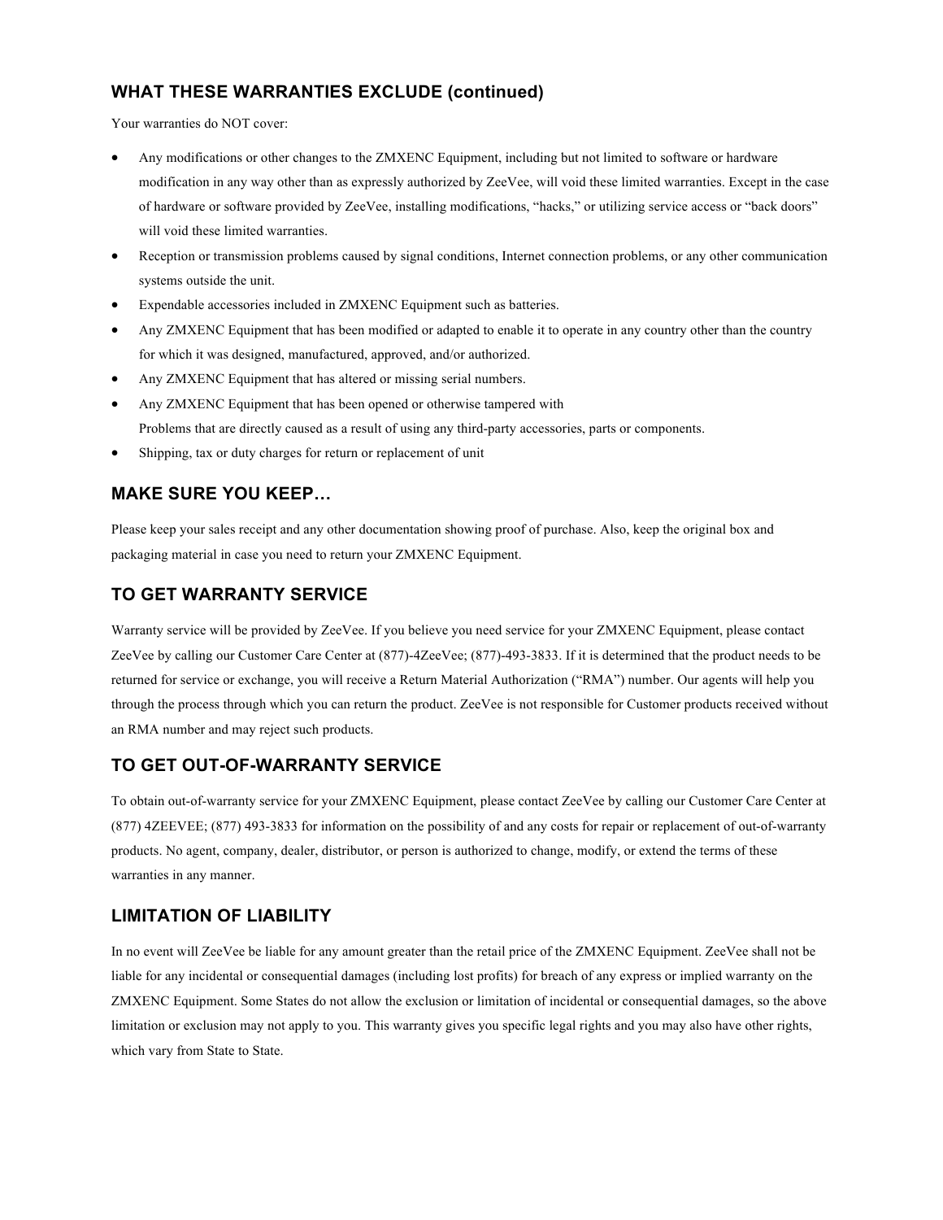## WHAT THESE WARRANTIES EXCLUDE (continued)

Your warranties do NOT cover:

- Any modifications or other changes to the ZMXENC Equipment, including but not limited to software or hardware modification in any way other than as expressly authorized by ZeeVee, will void these limited warranties. Except in the case of hardware or software provided by ZeeVee, installing modifications, “hacks,” or utilizing service access or “back doors” will void these limited warranties.
- Reception or transmission problems caused by signal conditions, Internet connection problems, or any other communication systems outside the unit.
- Expendable accessories included in ZMXENC Equipment such as batteries.
- Any ZMXENC Equipment that has been modified or adapted to enable it to operate in any country other than the country for which it was designed, manufactured, approved, and/or authorized.
- Any ZMXENC Equipment that has altered or missing serial numbers.
- Any ZMXENC Equipment that has been opened or otherwise tampered with
  Problems that are directly caused as a result of using any third-party accessories, parts or components.
- Shipping, tax or duty charges for return or replacement of unit

## MAKE SURE YOU KEEP…

Please keep your sales receipt and any other documentation showing proof of purchase. Also, keep the original box and packaging material in case you need to return your ZMXENC Equipment.

## TO GET WARRANTY SERVICE

Warranty service will be provided by ZeeVee. If you believe you need service for your ZMXENC Equipment, please contact ZeeVee by calling our Customer Care Center at (877)-4ZeeVee; (877)-493-3833. If it is determined that the product needs to be returned for service or exchange, you will receive a Return Material Authorization (“RMA”) number. Our agents will help you through the process through which you can return the product. ZeeVee is not responsible for Customer products received without an RMA number and may reject such products.

## TO GET OUT-OF-WARRANTY SERVICE

To obtain out-of-warranty service for your ZMXENC Equipment, please contact ZeeVee by calling our Customer Care Center at (877) 4ZEEVEE; (877) 493-3833 for information on the possibility of and any costs for repair or replacement of out-of-warranty products. No agent, company, dealer, distributor, or person is authorized to change, modify, or extend the terms of these warranties in any manner.

## LIMITATION OF LIABILITY

In no event will ZeeVee be liable for any amount greater than the retail price of the ZMXENC Equipment. ZeeVee shall not be liable for any incidental or consequential damages (including lost profits) for breach of any express or implied warranty on the ZMXENC Equipment. Some States do not allow the exclusion or limitation of incidental or consequential damages, so the above limitation or exclusion may not apply to you. This warranty gives you specific legal rights and you may also have other rights, which vary from State to State.